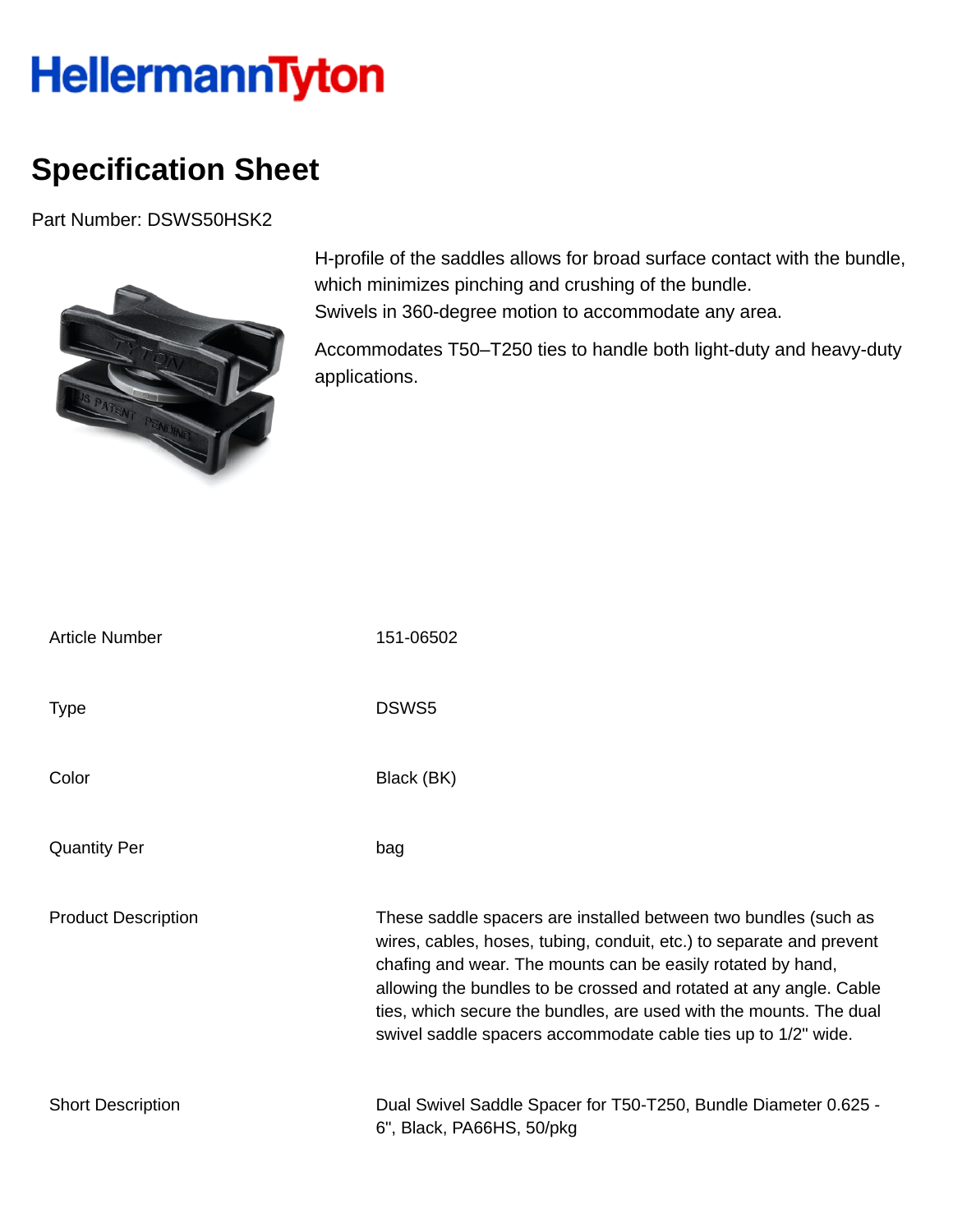HellermannTyton

# Specification Sheet

Part Number: DSWS50HSK2

H-profile of the saddles allows for broad surface contact with the bundle, which minimizes pinching and crushing of the bundle.
Swivels in 360-degree motion to accommodate any area.

Accommodates T50–T250 ties to handle both light-duty and heavy-duty applications.

| | |
|---|---|
| Article Number | 151-06502 |
| Type | DSWS5 |
| Color | Black (BK) |
| Quantity Per | bag |
| Product Description | These saddle spacers are installed between two bundles (such as wires, cables, hoses, tubing, conduit, etc.) to separate and prevent chafing and wear. The mounts can be easily rotated by hand, allowing the bundles to be crossed and rotated at any angle. Cable ties, which secure the bundles, are used with the mounts. The dual swivel saddle spacers accommodate cable ties up to 1/2" wide. |
| Short Description | Dual Swivel Saddle Spacer for T50-T250, Bundle Diameter 0.625 - 6", Black, PA66HS, 50/pkg |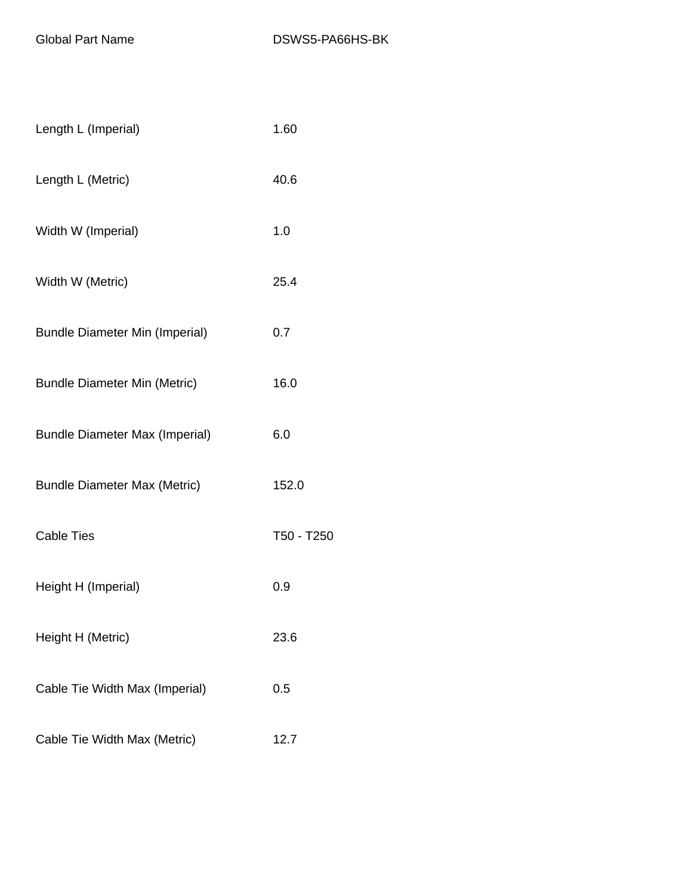| Global Part Name | DSWS5-PA66HS-BK |
|---|---|
| Length L (Imperial) | 1.60 |
| Length L (Metric) | 40.6 |
| Width W (Imperial) | 1.0 |
| Width W (Metric) | 25.4 |
| Bundle Diameter Min (Imperial) | 0.7 |
| Bundle Diameter Min (Metric) | 16.0 |
| Bundle Diameter Max (Imperial) | 6.0 |
| Bundle Diameter Max (Metric) | 152.0 |
| Cable Ties | T50 - T250 |
| Height H (Imperial) | 0.9 |
| Height H (Metric) | 23.6 |
| Cable Tie Width Max (Imperial) | 0.5 |
| Cable Tie Width Max (Metric) | 12.7 |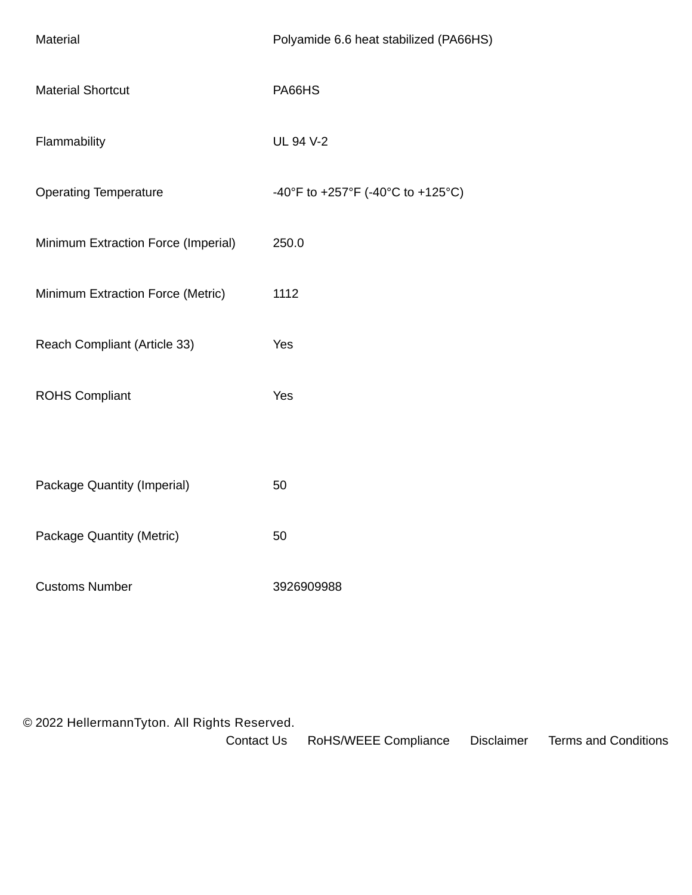| | |
|---|---|
| Material | Polyamide 6.6 heat stabilized (PA66HS) |
| Material Shortcut | PA66HS |
| Flammability | UL 94 V-2 |
| Operating Temperature | -40°F to +257°F (-40°C to +125°C) |
| Minimum Extraction Force (Imperial) | 250.0 |
| Minimum Extraction Force (Metric) | 1112 |
| Reach Compliant (Article 33) | Yes |
| ROHS Compliant | Yes |
| Package Quantity (Imperial) | 50 |
| Package Quantity (Metric) | 50 |
| Customs Number | 3926909988 |

© 2022 HellermannTyton. All Rights Reserved.

Contact Us RoHS/WEEE Compliance Disclaimer Terms and Conditions